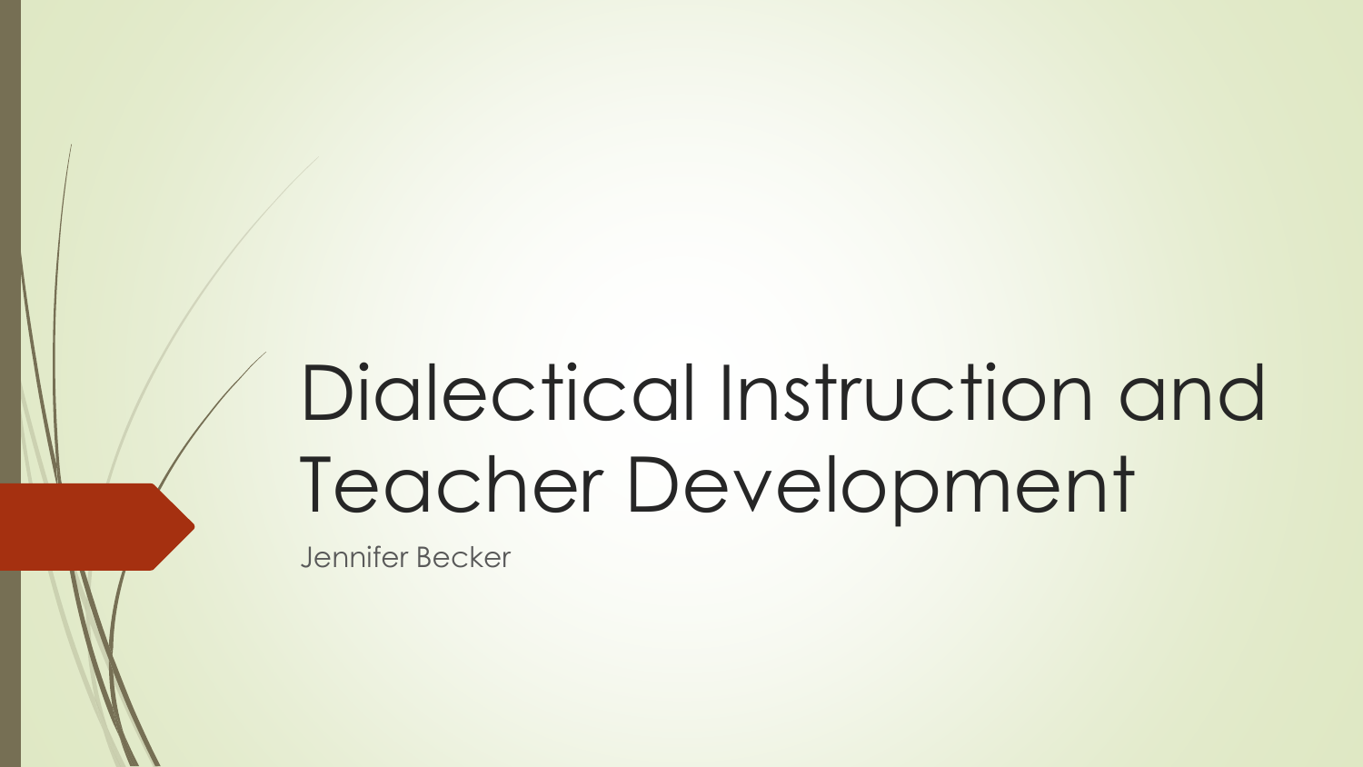# Dialectical Instruction and Teacher Development

Jennifer Becker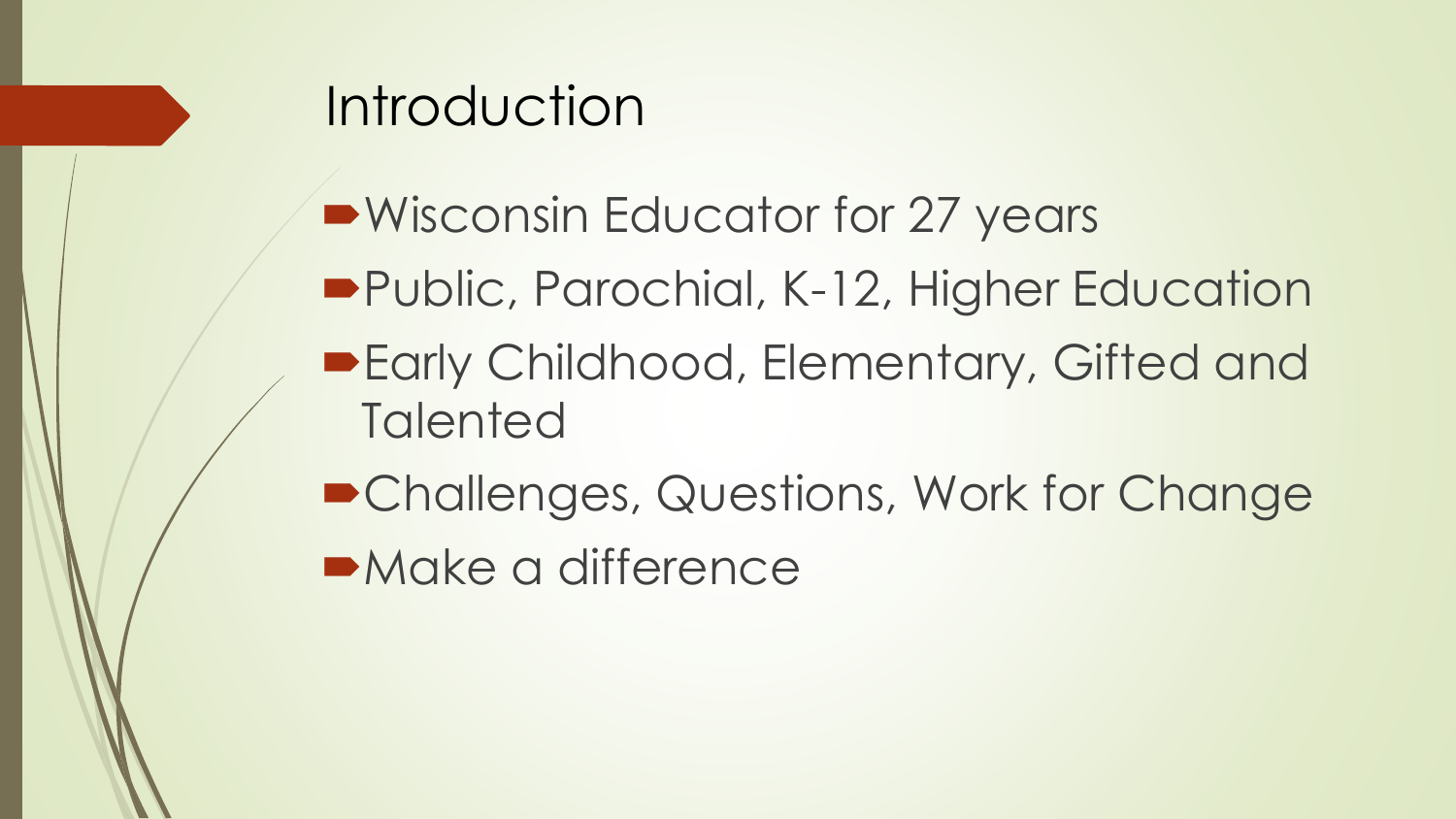# Introduction

- Wisconsin Educator for 27 years
- Public, Parochial, K-12, Higher Education
- Early Childhood, Elementary, Gifted and Talented
- Challenges, Questions, Work for Change
- Make a difference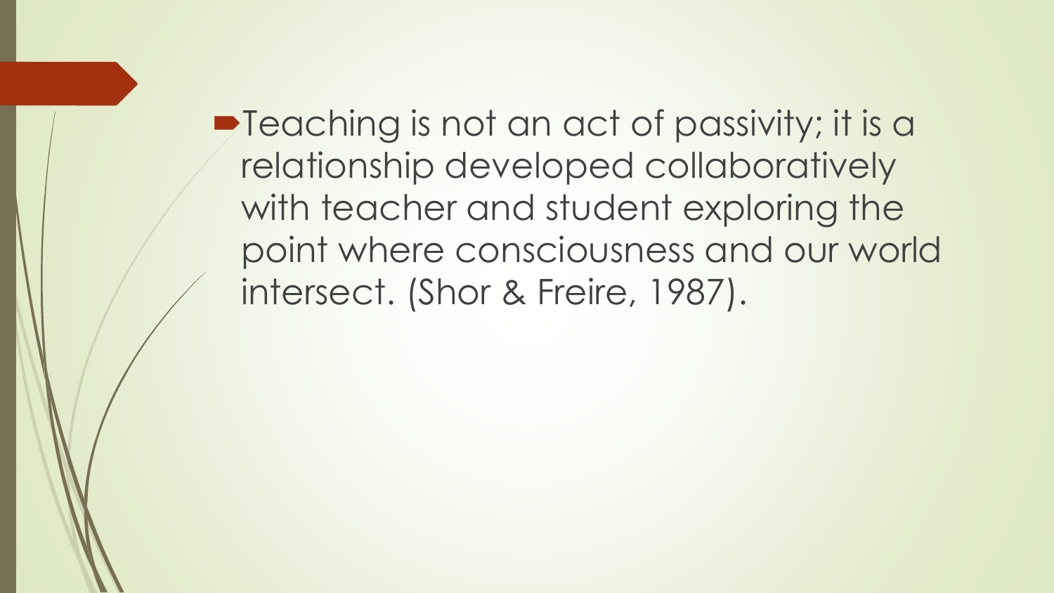- Teaching is not an act of passivity; it is a relationship developed collaboratively with teacher and student exploring the point where consciousness and our world intersect. (Shor & Freire, 1987).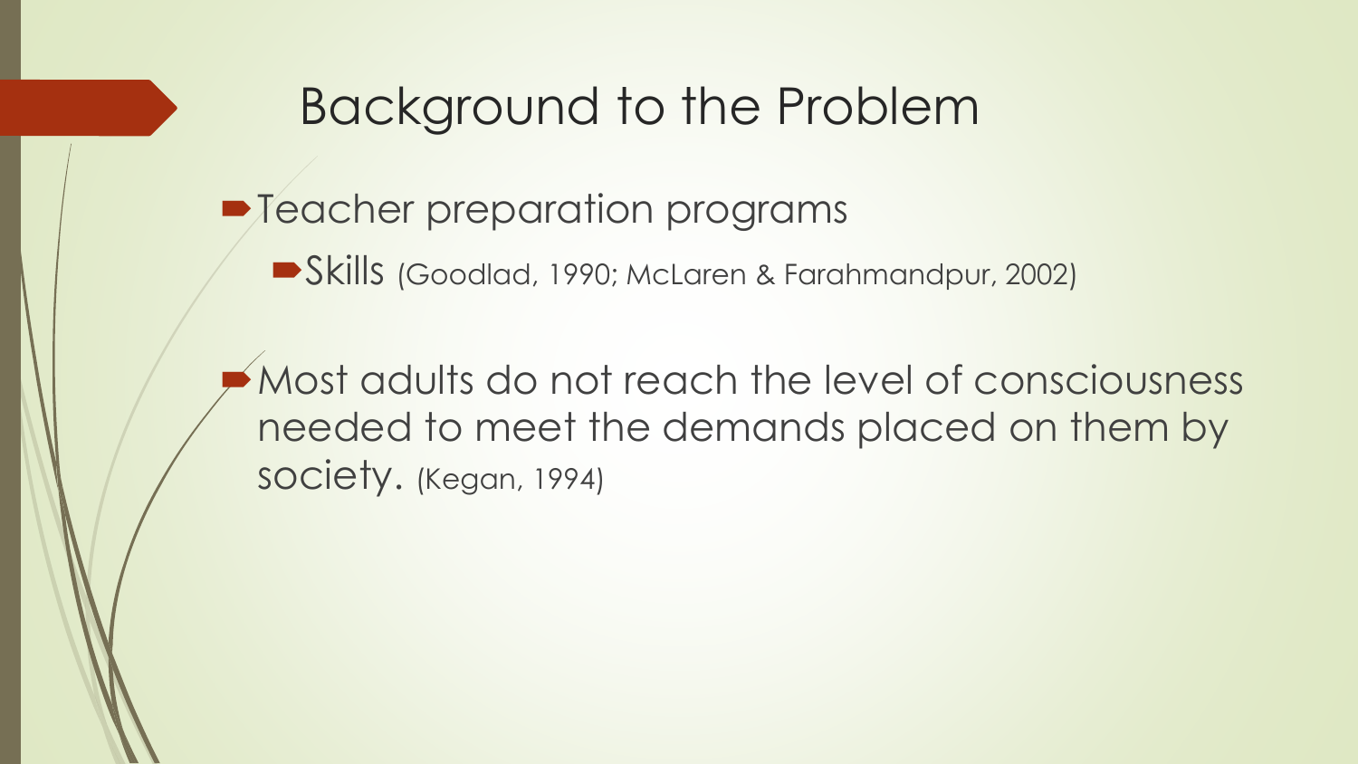# Background to the Problem

- Teacher preparation programs
  - Skills (Goodlad, 1990; McLaren & Farahmandpur, 2002)
- Most adults do not reach the level of consciousness needed to meet the demands placed on them by society. (Kegan, 1994)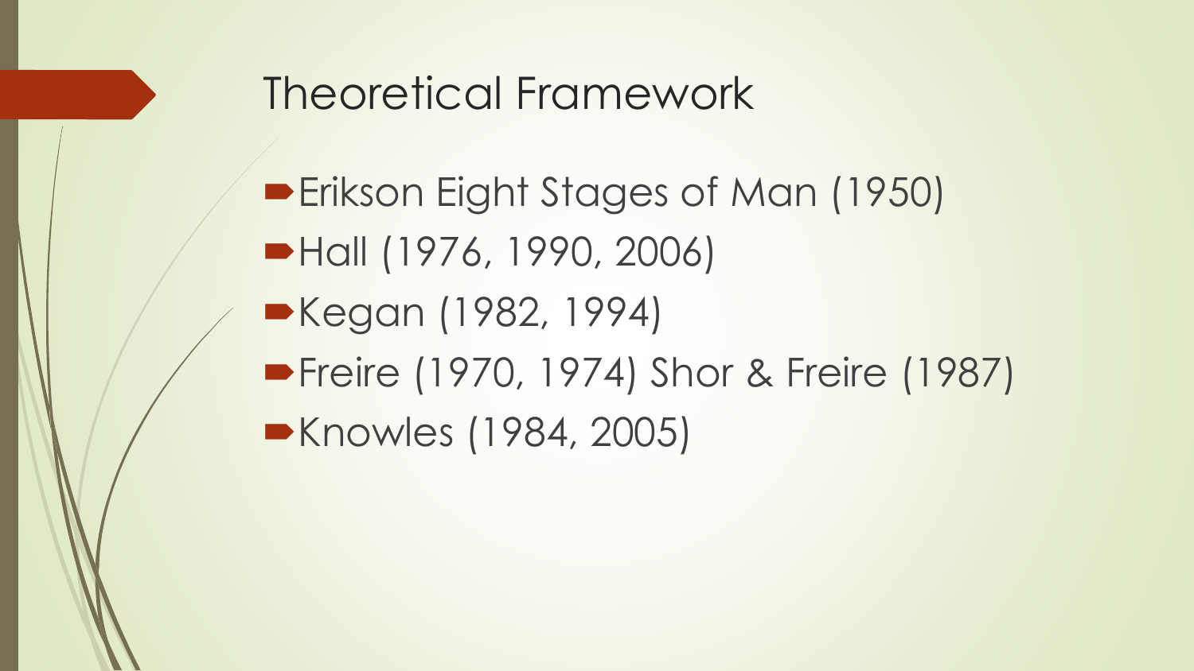# Theoretical Framework

- Erikson Eight Stages of Man (1950)
- Hall (1976, 1990, 2006)
- Kegan (1982, 1994)
- Freire (1970, 1974) Shor & Freire (1987)
- Knowles (1984, 2005)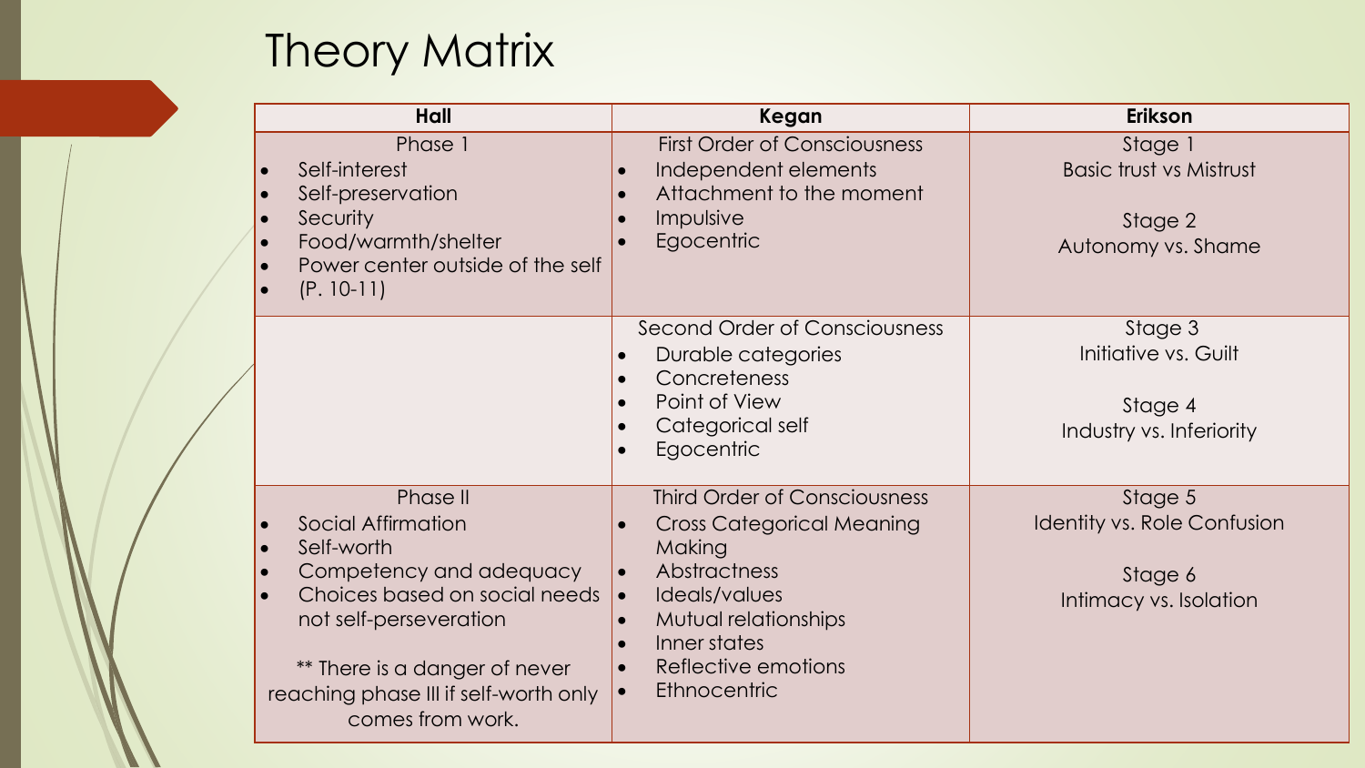# Theory Matrix

| Hall | Kegan | Erikson |
|---|---|---|
| Phase 1<br>• Self-interest<br>• Self-preservation<br>• Security<br>• Food/warmth/shelter<br>• Power center outside of the self<br>• (P. 10-11) | First Order of Consciousness<br>• Independent elements<br>• Attachment to the moment<br>• Impulsive<br>• Egocentric | Stage 1<br>Basic trust vs Mistrust<br><br>Stage 2<br>Autonomy vs. Shame |
| | Second Order of Consciousness<br>• Durable categories<br>• Concreteness<br>• Point of View<br>• Categorical self<br>• Egocentric | Stage 3<br>Initiative vs. Guilt<br><br>Stage 4<br>Industry vs. Inferiority |
| Phase II<br>• Social Affirmation<br>• Self-worth<br>• Competency and adequacy<br>• Choices based on social needs not self-perseveration<br><br>** There is a danger of never reaching phase III if self-worth only comes from work. | Third Order of Consciousness<br>• Cross Categorical Meaning Making<br>• Abstractness<br>• Ideals/values<br>• Mutual relationships<br>• Inner states<br>• Reflective emotions<br>• Ethnocentric | Stage 5<br>Identity vs. Role Confusion<br><br>Stage 6<br>Intimacy vs. Isolation |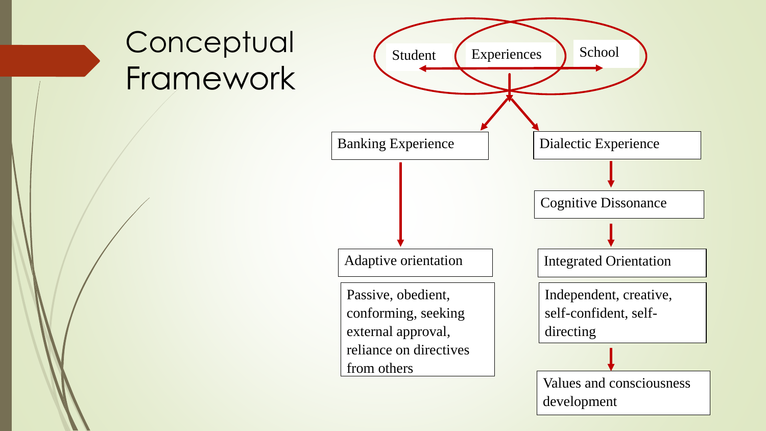# Conceptual Framework

Student — Experiences — School

Banking Experience

Adaptive orientation

Passive, obedient, conforming, seeking external approval, reliance on directives from others

Dialectic Experience

Cognitive Dissonance

Integrated Orientation

Independent, creative, self-confident, self-directing

Values and consciousness development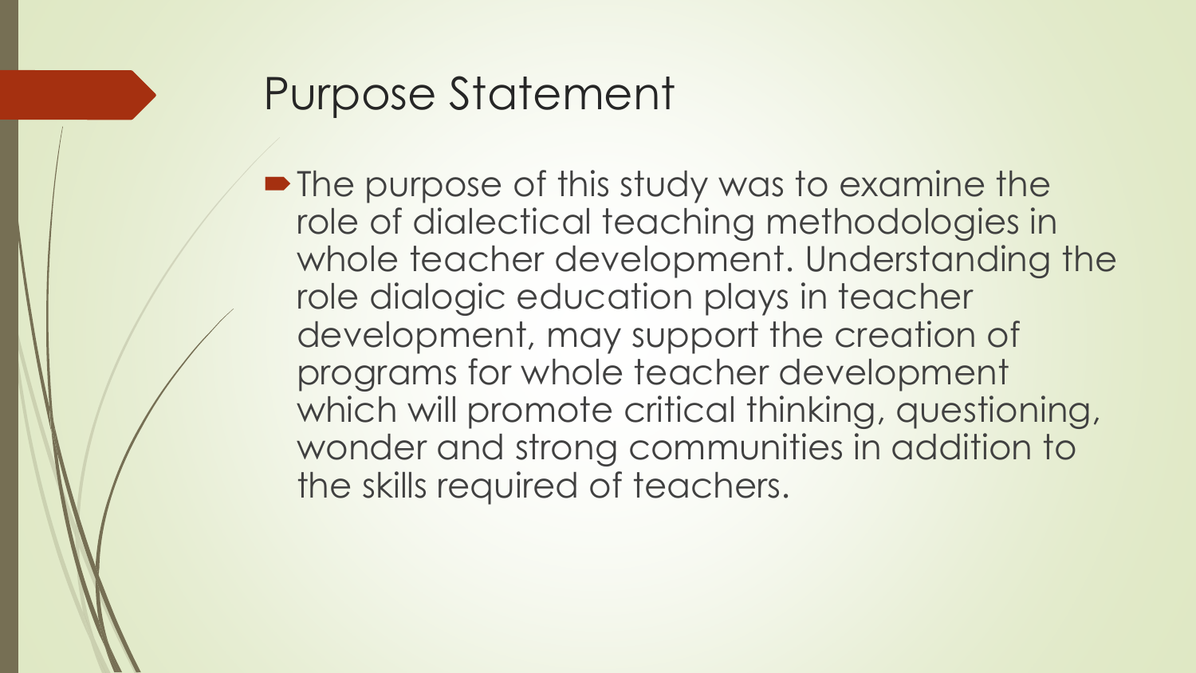# Purpose Statement

- The purpose of this study was to examine the role of dialectical teaching methodologies in whole teacher development. Understanding the role dialogic education plays in teacher development, may support the creation of programs for whole teacher development which will promote critical thinking, questioning, wonder and strong communities in addition to the skills required of teachers.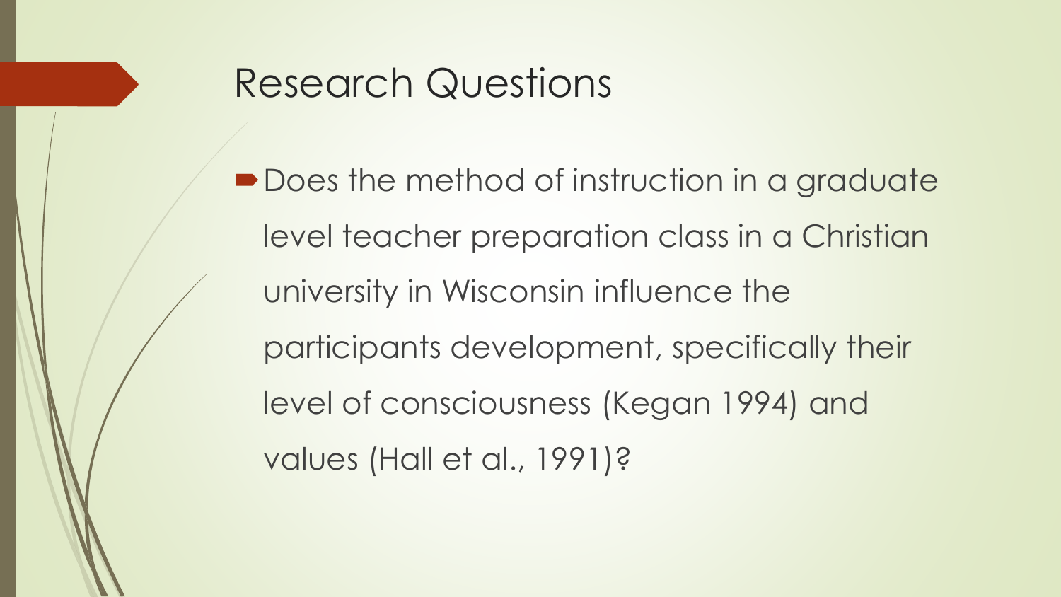# Research Questions

- Does the method of instruction in a graduate level teacher preparation class in a Christian university in Wisconsin influence the participants development, specifically their level of consciousness (Kegan 1994) and values (Hall et al., 1991)?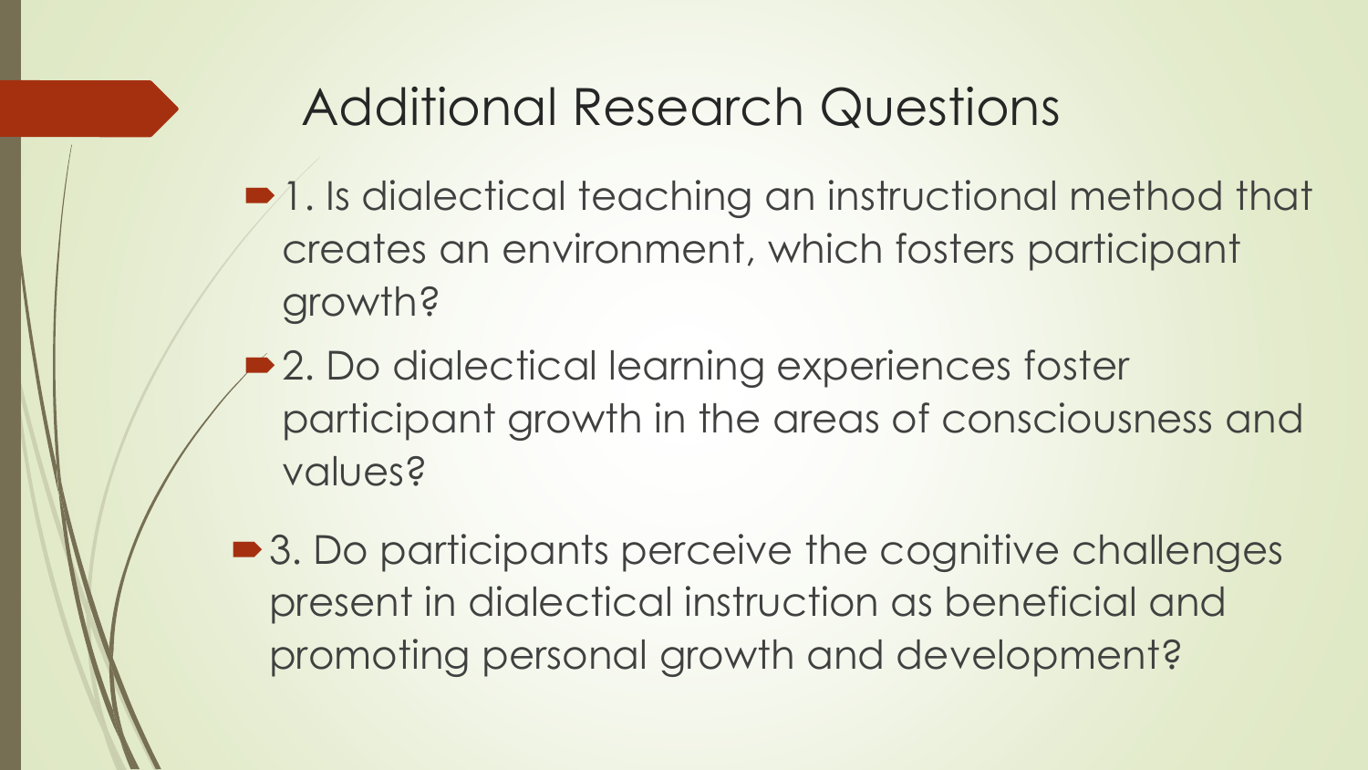# Additional Research Questions

- 1. Is dialectical teaching an instructional method that creates an environment, which fosters participant growth?
- 2. Do dialectical learning experiences foster participant growth in the areas of consciousness and values?
- 3. Do participants perceive the cognitive challenges present in dialectical instruction as beneficial and promoting personal growth and development?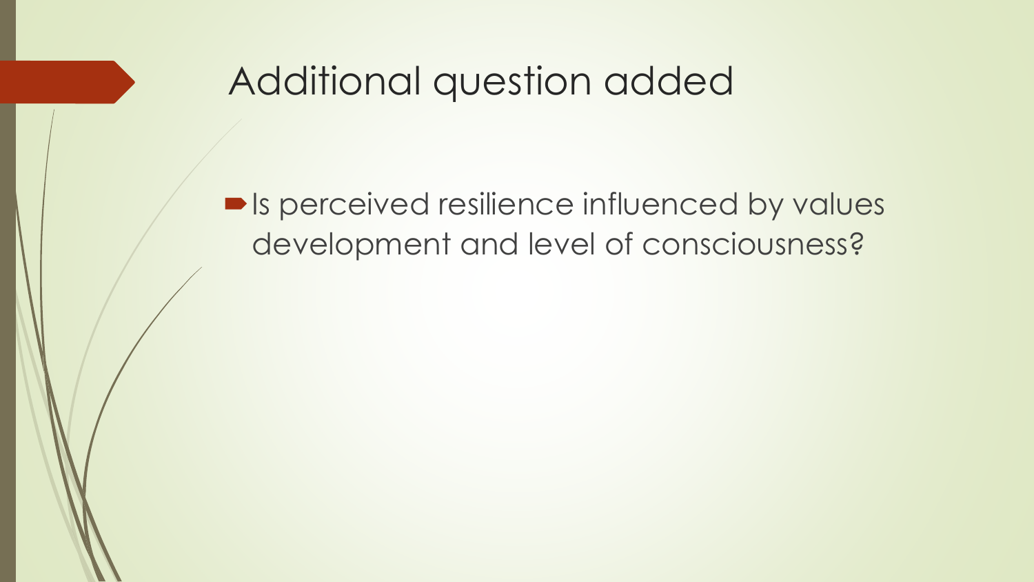# Additional question added

- Is perceived resilience influenced by values development and level of consciousness?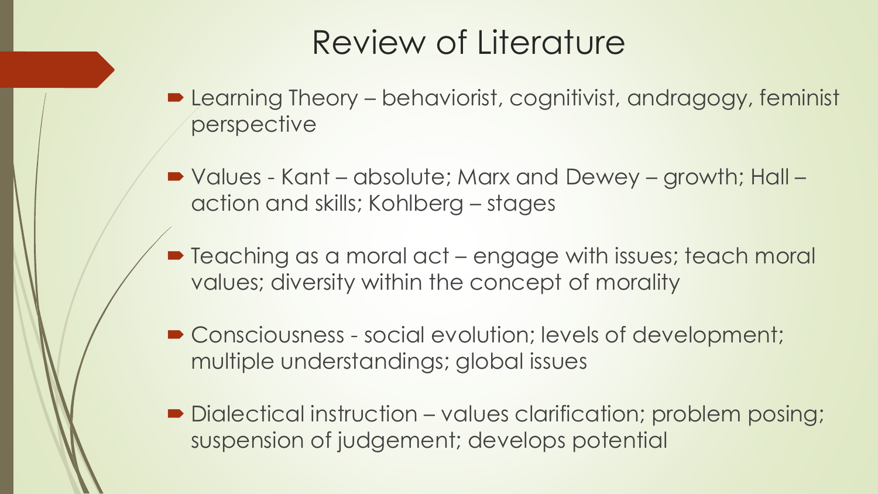# Review of Literature

- Learning Theory – behaviorist, cognitivist, andragogy, feminist perspective
- Values - Kant – absolute; Marx and Dewey – growth; Hall – action and skills; Kohlberg – stages
- Teaching as a moral act – engage with issues; teach moral values; diversity within the concept of morality
- Consciousness - social evolution; levels of development; multiple understandings; global issues
- Dialectical instruction – values clarification; problem posing; suspension of judgement; develops potential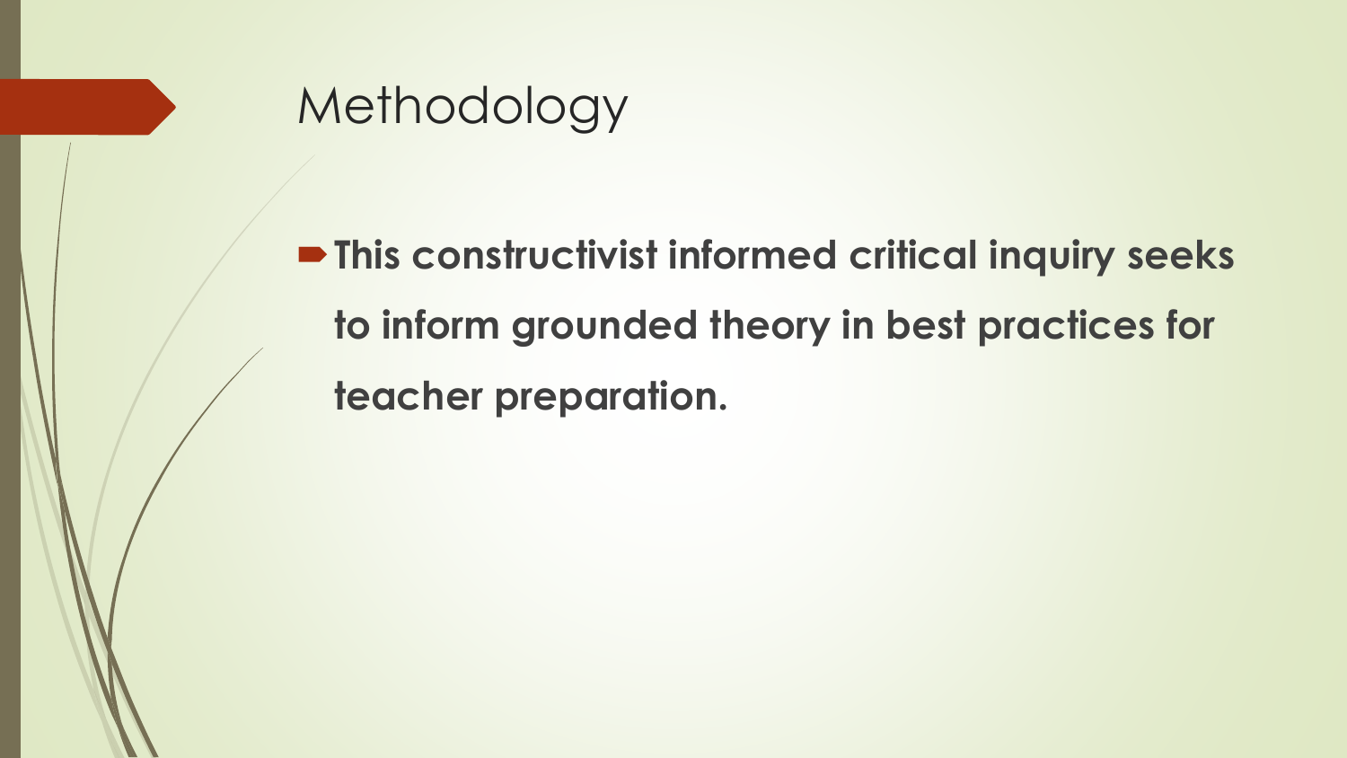# Methodology

- **This constructivist informed critical inquiry seeks to inform grounded theory in best practices for teacher preparation.**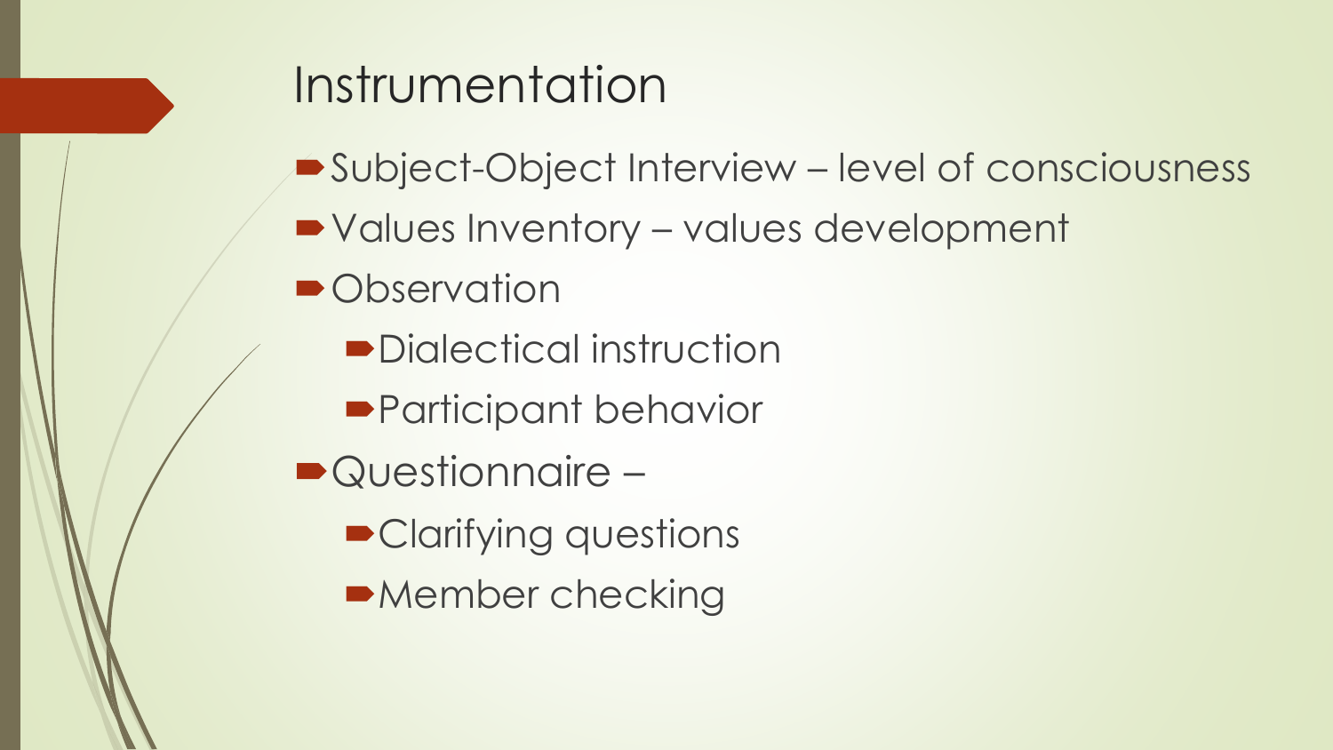# Instrumentation

- Subject-Object Interview – level of consciousness
- Values Inventory – values development
- Observation
  - Dialectical instruction
  - Participant behavior
- Questionnaire –
  - Clarifying questions
  - Member checking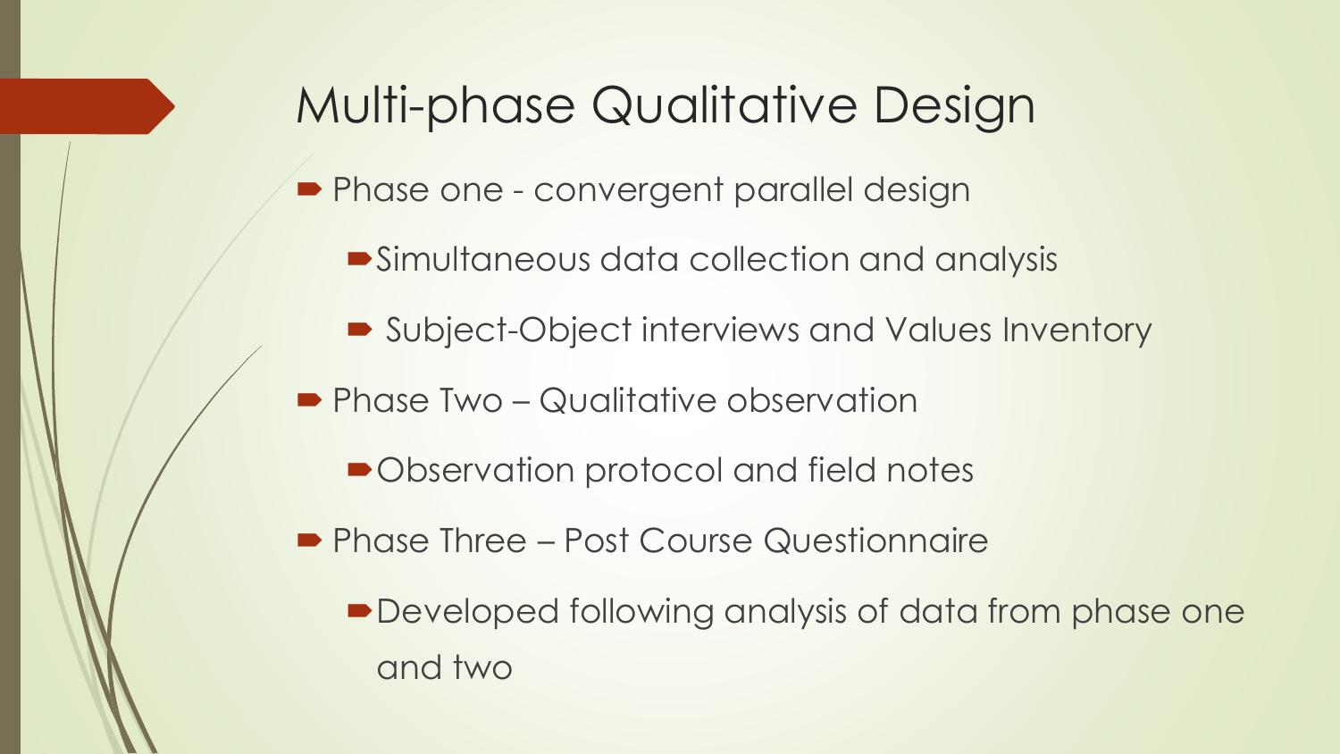# Multi-phase Qualitative Design

- Phase one - convergent parallel design
  - Simultaneous data collection and analysis
  - Subject-Object interviews and Values Inventory
- Phase Two – Qualitative observation
  - Observation protocol and field notes
- Phase Three – Post Course Questionnaire
  - Developed following analysis of data from phase one and two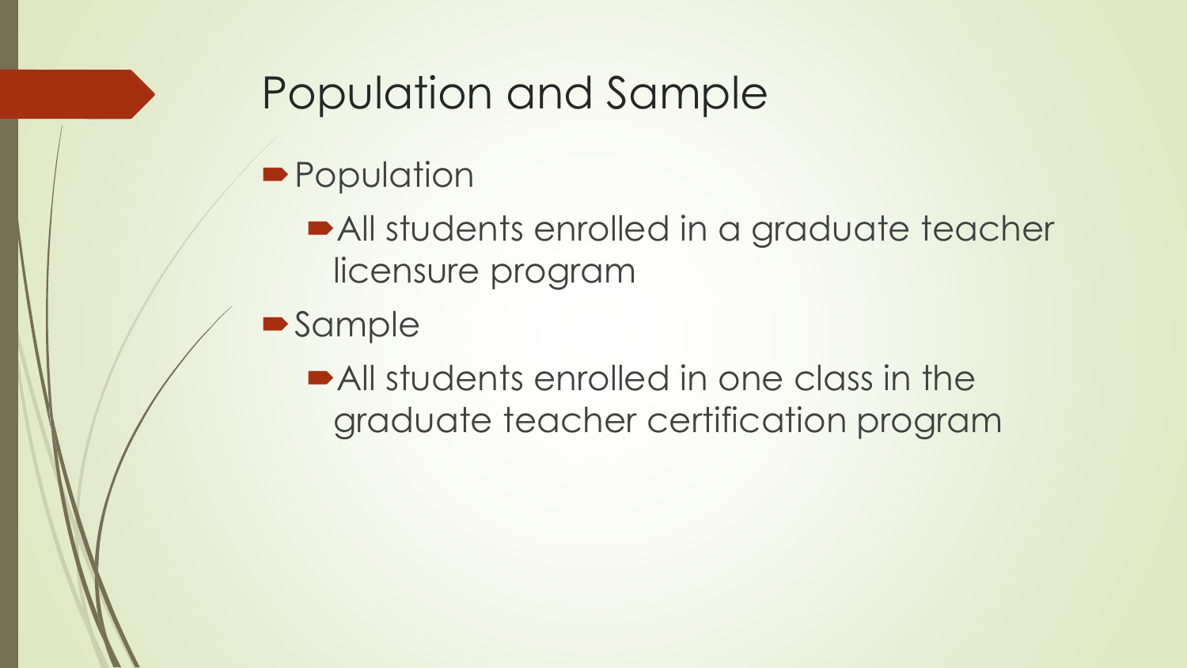# Population and Sample

- Population
  - All students enrolled in a graduate teacher licensure program
- Sample
  - All students enrolled in one class in the graduate teacher certification program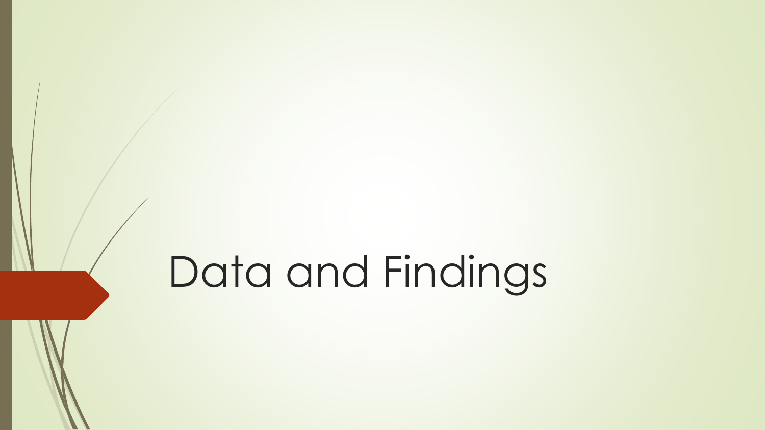# Data and Findings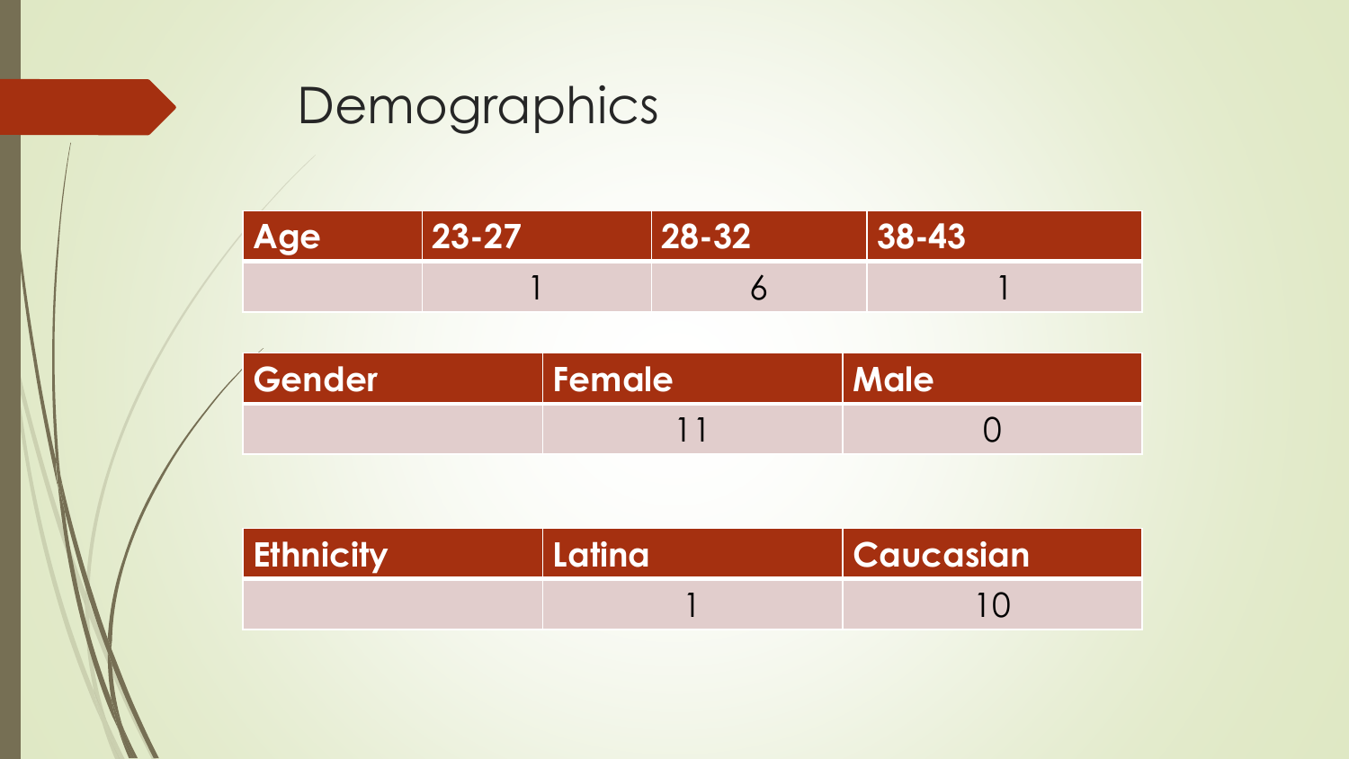# Demographics

| Age | 23-27 | 28-32 | 38-43 |
|---|---|---|---|
| | 1 | 6 | 1 |

| Gender | Female | Male |
|---|---|---|
| | 11 | 0 |

| Ethnicity | Latina | Caucasian |
|---|---|---|
| | 1 | 10 |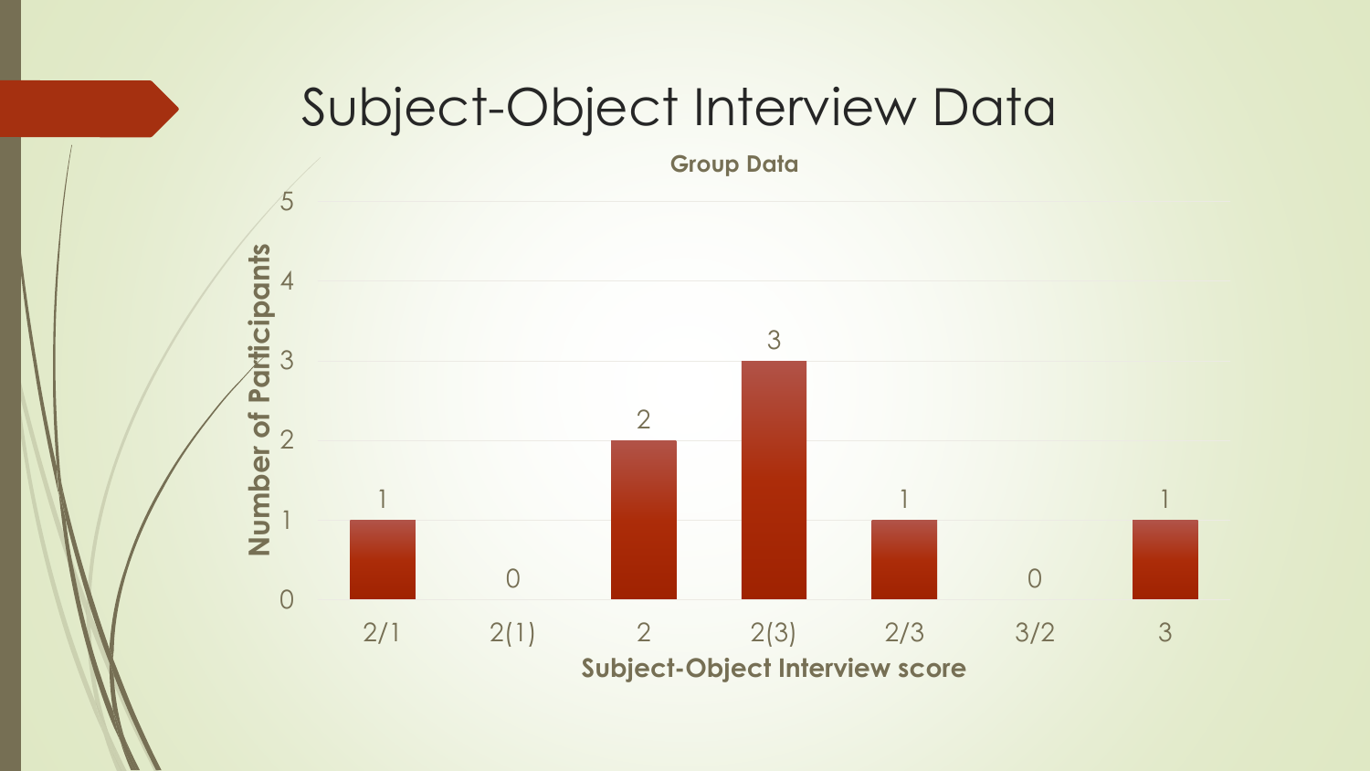# Subject-Object Interview Data

**Group Data**

| Subject-Object Interview score | Number of Participants |
|---|---|
| 2/1 | 1 |
| 2(1) | 0 |
| 2 | 2 |
| 2(3) | 3 |
| 2/3 | 1 |
| 3/2 | 0 |
| 3 | 1 |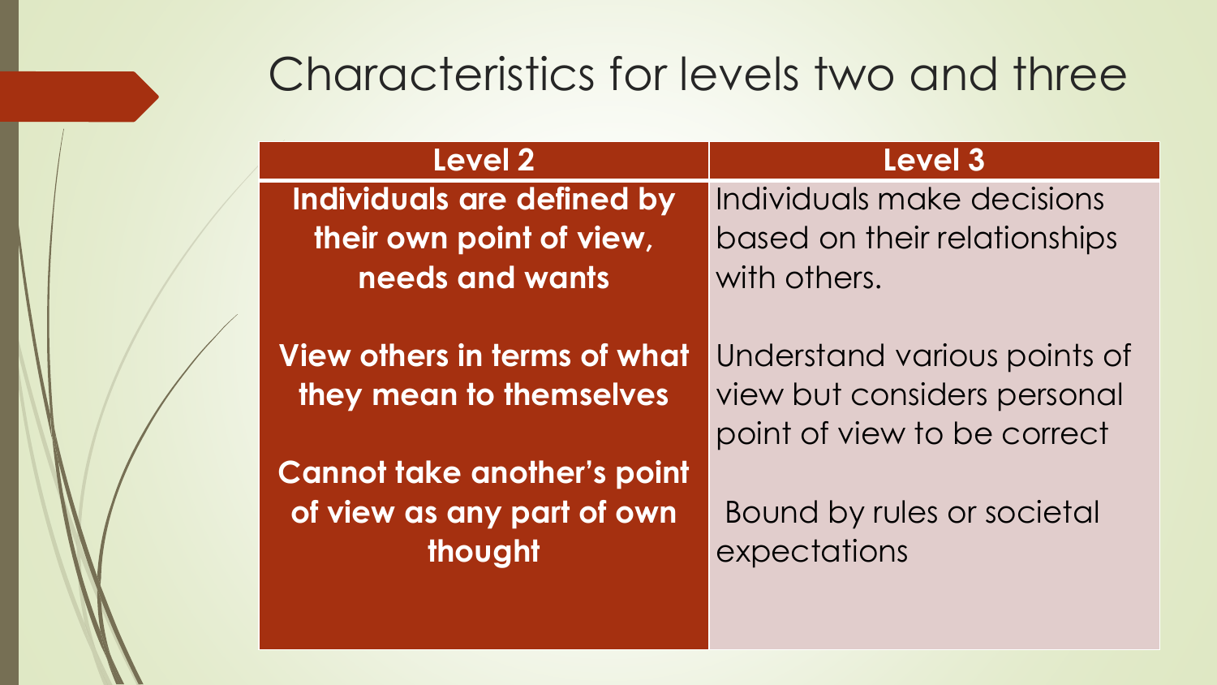# Characteristics for levels two and three

| Level 2 | Level 3 |
| --- | --- |
| **Individuals are defined by their own point of view, needs and wants** | Individuals make decisions based on their relationships with others. |
| **View others in terms of what they mean to themselves** | Understand various points of view but considers personal point of view to be correct |
| **Cannot take another's point of view as any part of own thought** | Bound by rules or societal expectations |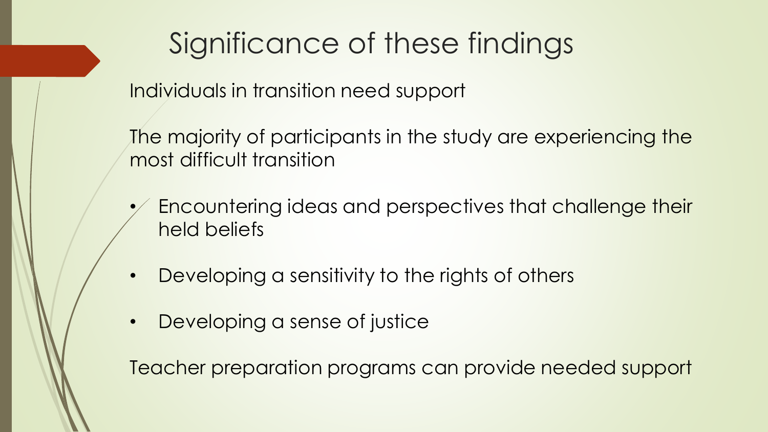# Significance of these findings

Individuals in transition need support

The majority of participants in the study are experiencing the most difficult transition

- Encountering ideas and perspectives that challenge their held beliefs
- Developing a sensitivity to the rights of others
- Developing a sense of justice

Teacher preparation programs can provide needed support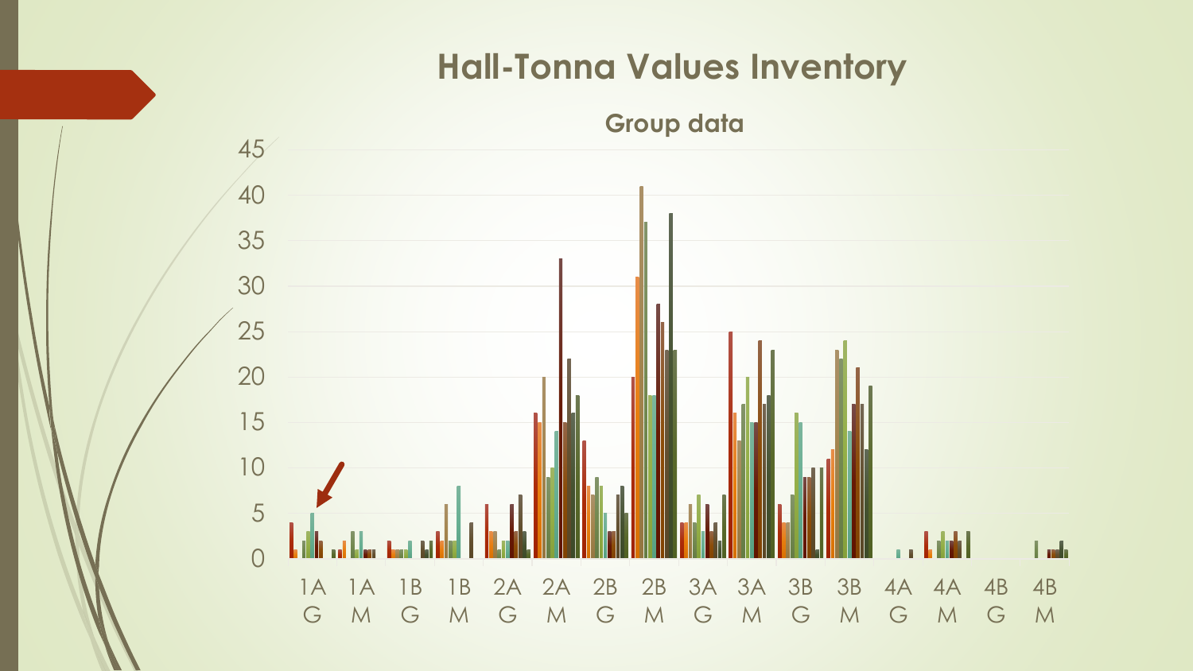# Hall-Tonna Values Inventory

## Group data

45
40
35
30
25
20
15
10
5
0

1A G | 1A M | 1B G | 1B M | 2A G | 2A M | 2B G | 2B M | 3A G | 3A M | 3B G | 3B M | 4A G | 4A M | 4B G | 4B M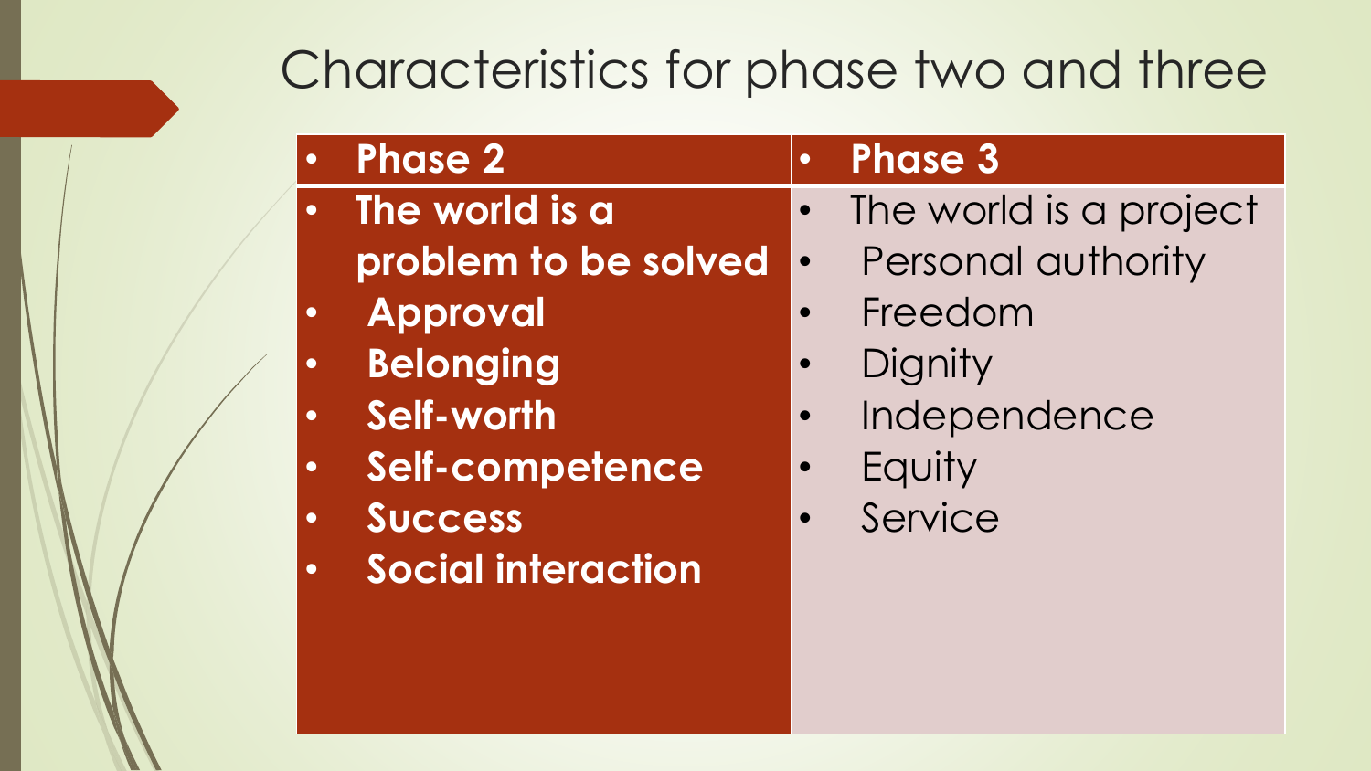# Characteristics for phase two and three

| Phase 2 | Phase 3 |
| --- | --- |
| The world is a problem to be solved | The world is a project |
| Approval | Personal authority |
| Belonging | Freedom |
| Self-worth | Dignity |
| Self-competence | Independence |
| Success | Equity |
| Social interaction | Service |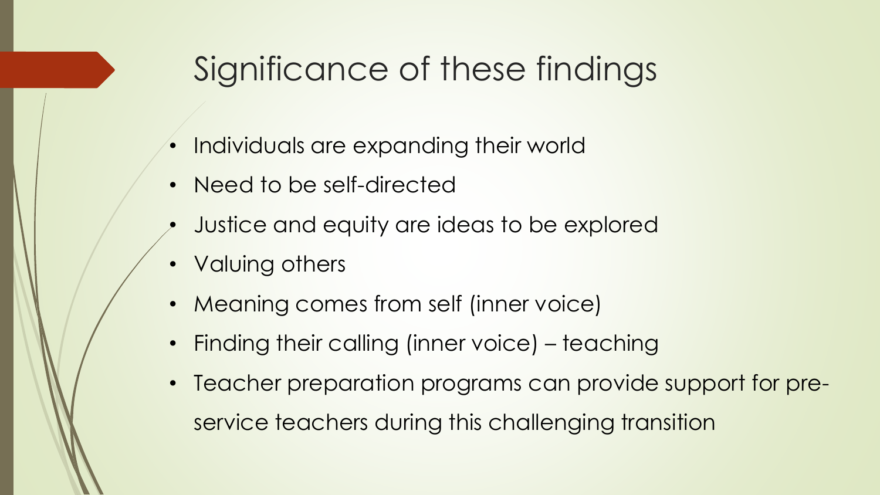# Significance of these findings

- Individuals are expanding their world
- Need to be self-directed
- Justice and equity are ideas to be explored
- Valuing others
- Meaning comes from self (inner voice)
- Finding their calling (inner voice) – teaching
- Teacher preparation programs can provide support for pre-service teachers during this challenging transition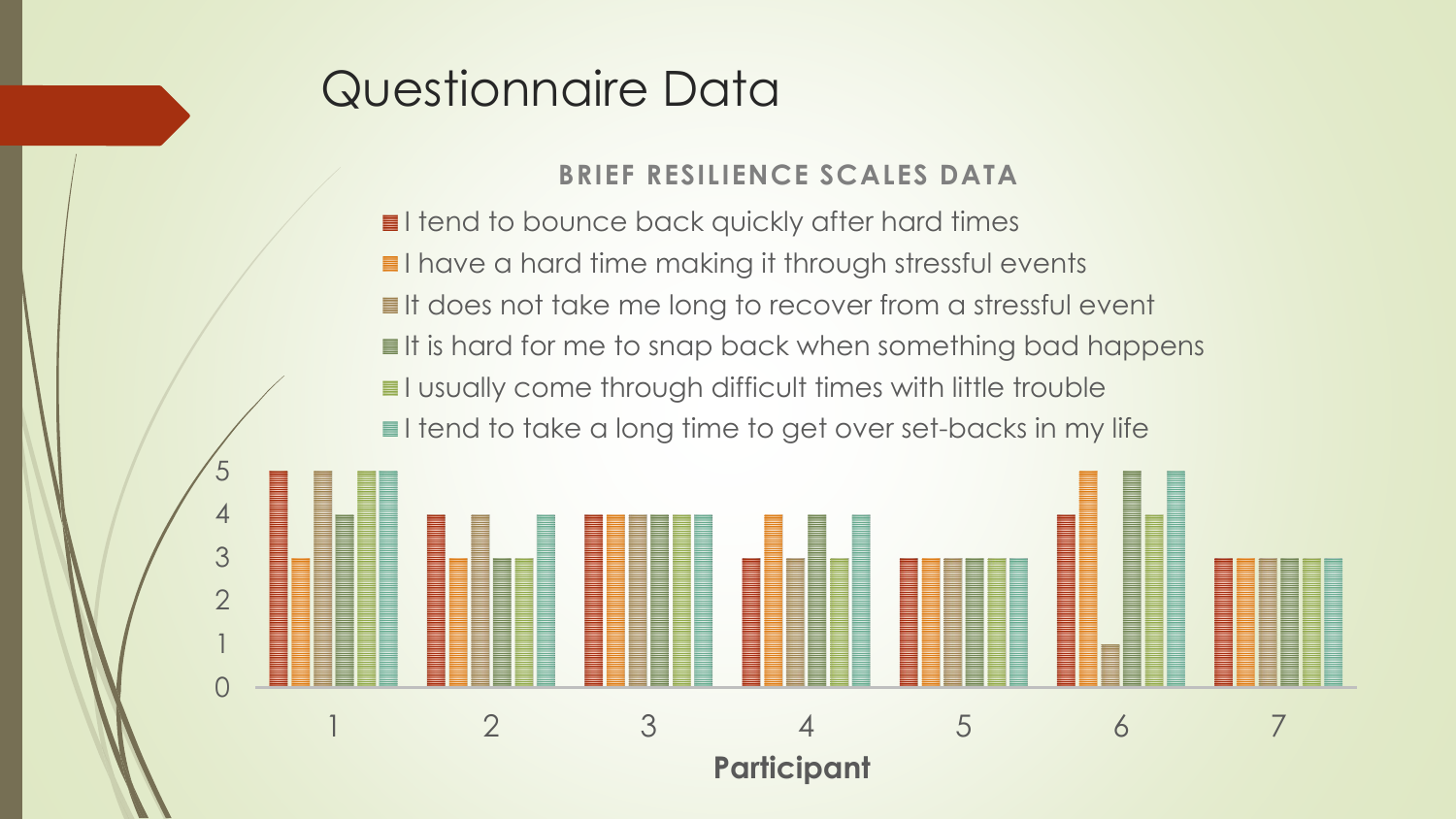# Questionnaire Data

**BRIEF RESILIENCE SCALES DATA**

- I tend to bounce back quickly after hard times
- I have a hard time making it through stressful events
- It does not take me long to recover from a stressful event
- It is hard for me to snap back when something bad happens
- I usually come through difficult times with little trouble
- I tend to take a long time to get over set-backs in my life

| Participant | I tend to bounce back quickly after hard times | I have a hard time making it through stressful events | It does not take me long to recover from a stressful event | It is hard for me to snap back when something bad happens | I usually come through difficult times with little trouble | I tend to take a long time to get over set-backs in my life |
|---|---|---|---|---|---|---|
| 1 | 5 | 3 | 5 | 4 | 5 | 5 |
| 2 | 4 | 3 | 4 | 3 | 3 | 4 |
| 3 | 4 | 4 | 4 | 4 | 4 | 4 |
| 4 | 3 | 4 | 3 | 4 | 3 | 4 |
| 5 | 3 | 3 | 3 | 3 | 3 | 3 |
| 6 | 4 | 5 | 1 | 5 | 4 | 5 |
| 7 | 3 | 3 | 3 | 3 | 3 | 3 |

**Participant**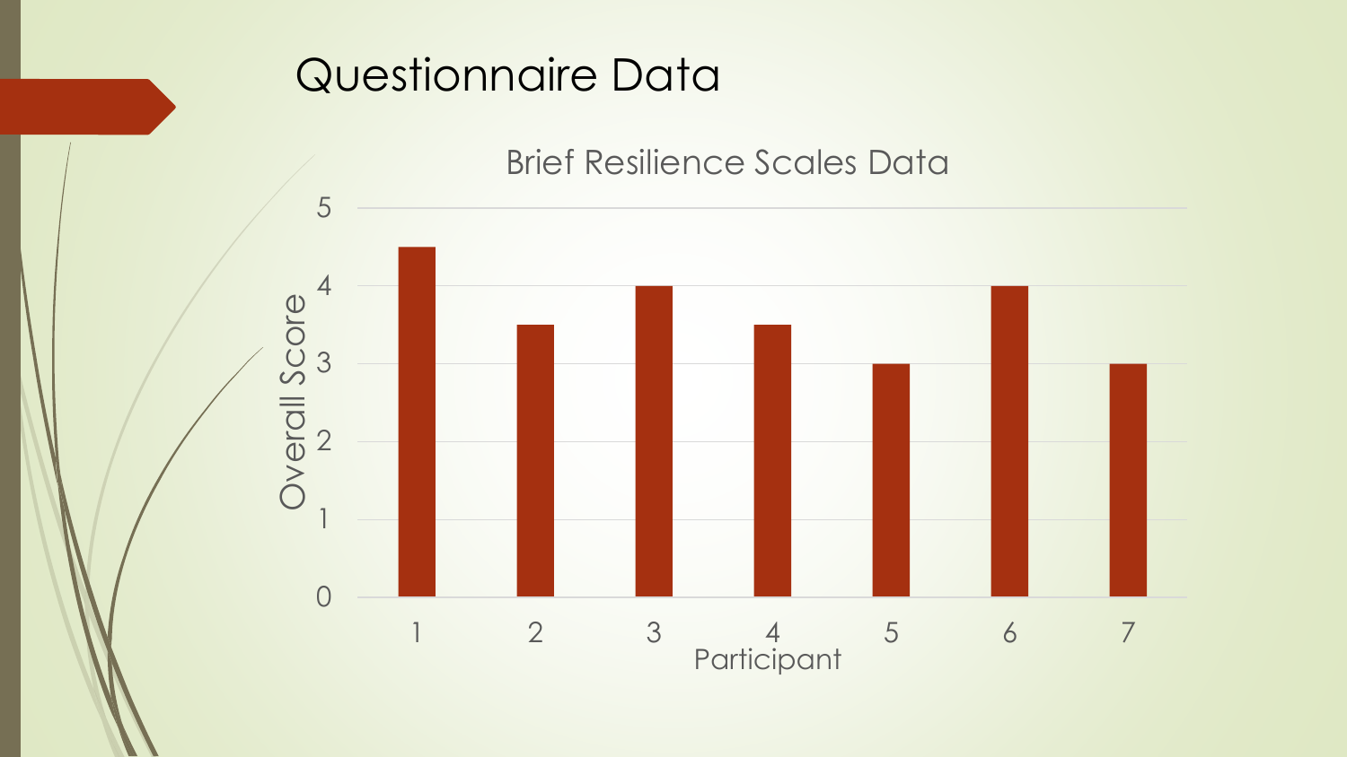# Questionnaire Data

Brief Resilience Scales Data

| Participant | Overall Score |
|---|---|
| 1 | 4.5 |
| 2 | 3.5 |
| 3 | 4 |
| 4 | 3.5 |
| 5 | 3 |
| 6 | 4 |
| 7 | 3 |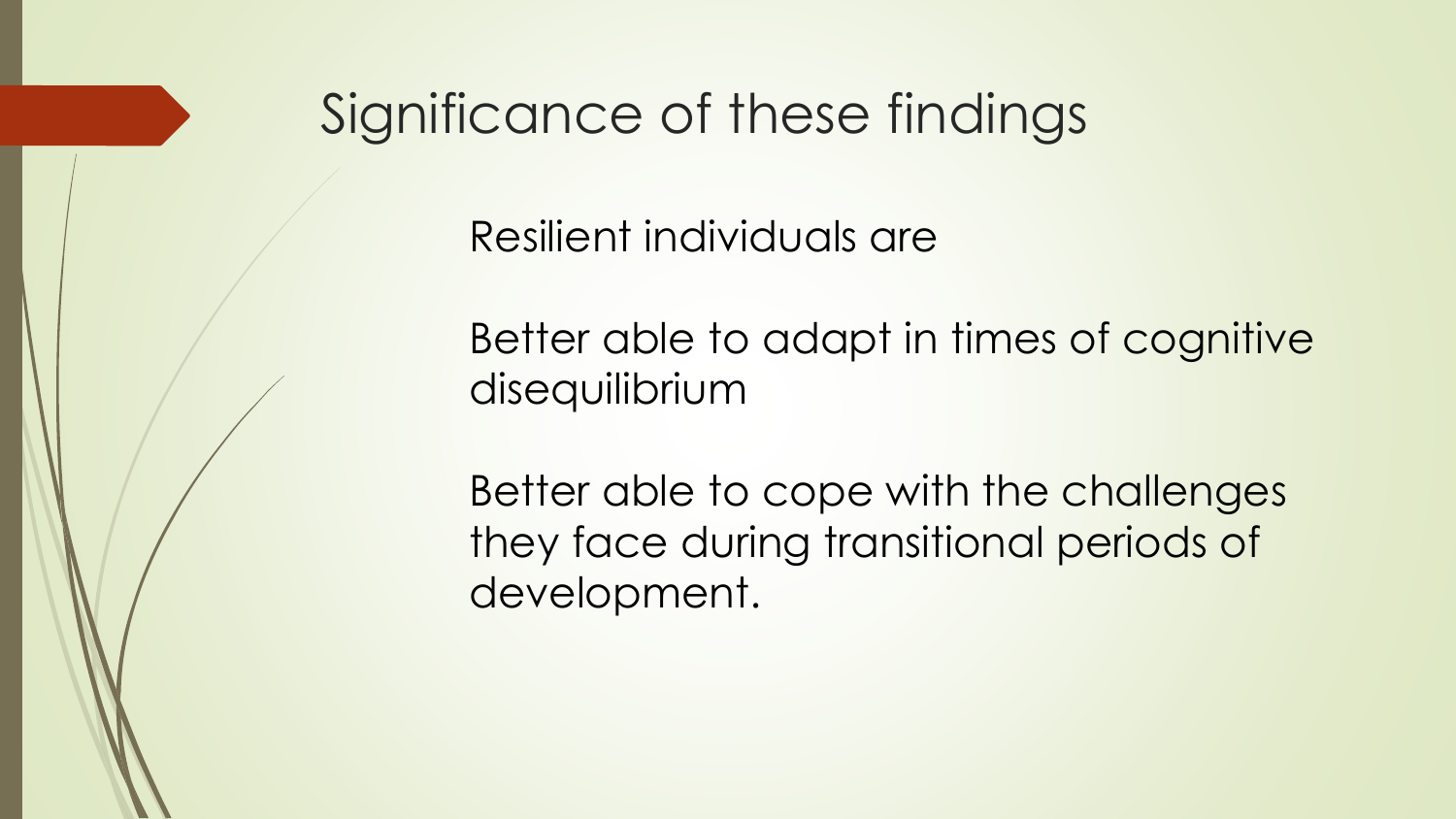# Significance of these findings

Resilient individuals are

Better able to adapt in times of cognitive disequilibrium

Better able to cope with the challenges they face during transitional periods of development.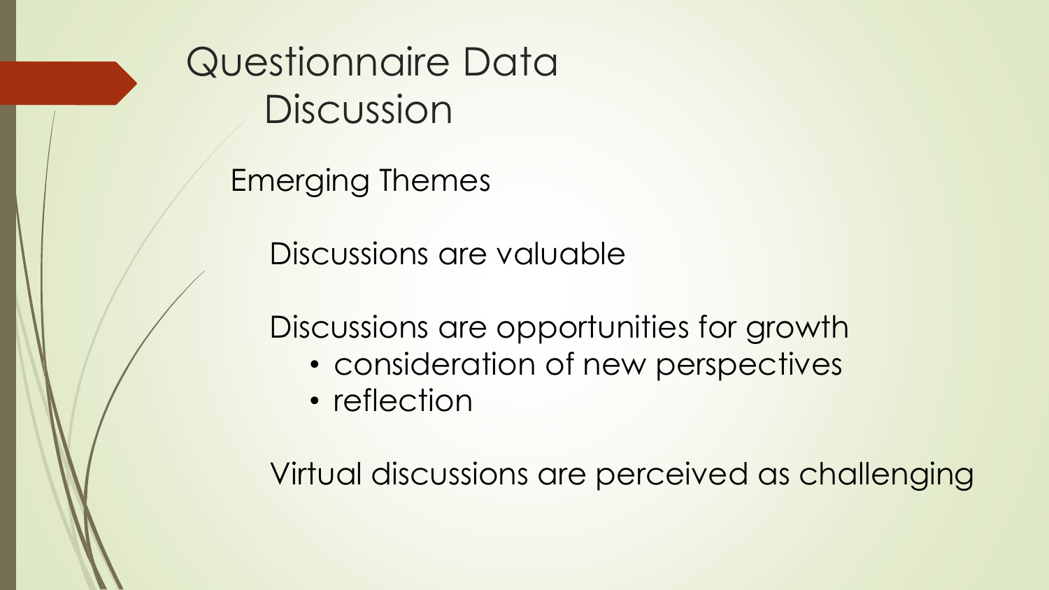# Questionnaire Data Discussion

## Emerging Themes

Discussions are valuable

Discussions are opportunities for growth

- consideration of new perspectives
- reflection

Virtual discussions are perceived as challenging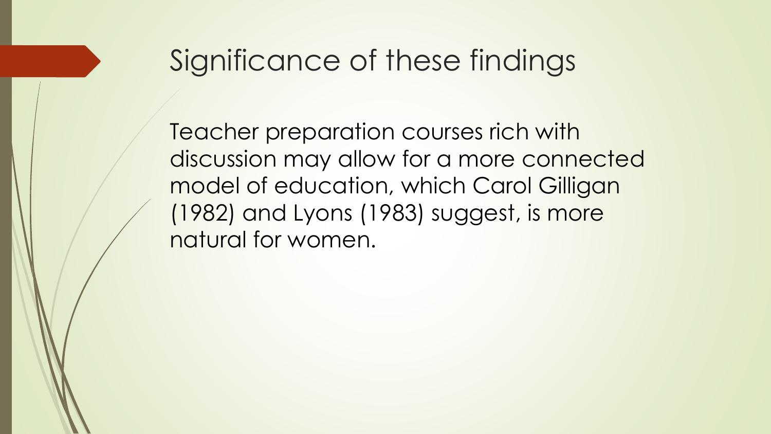# Significance of these findings

Teacher preparation courses rich with discussion may allow for a more connected model of education, which Carol Gilligan (1982) and Lyons (1983) suggest, is more natural for women.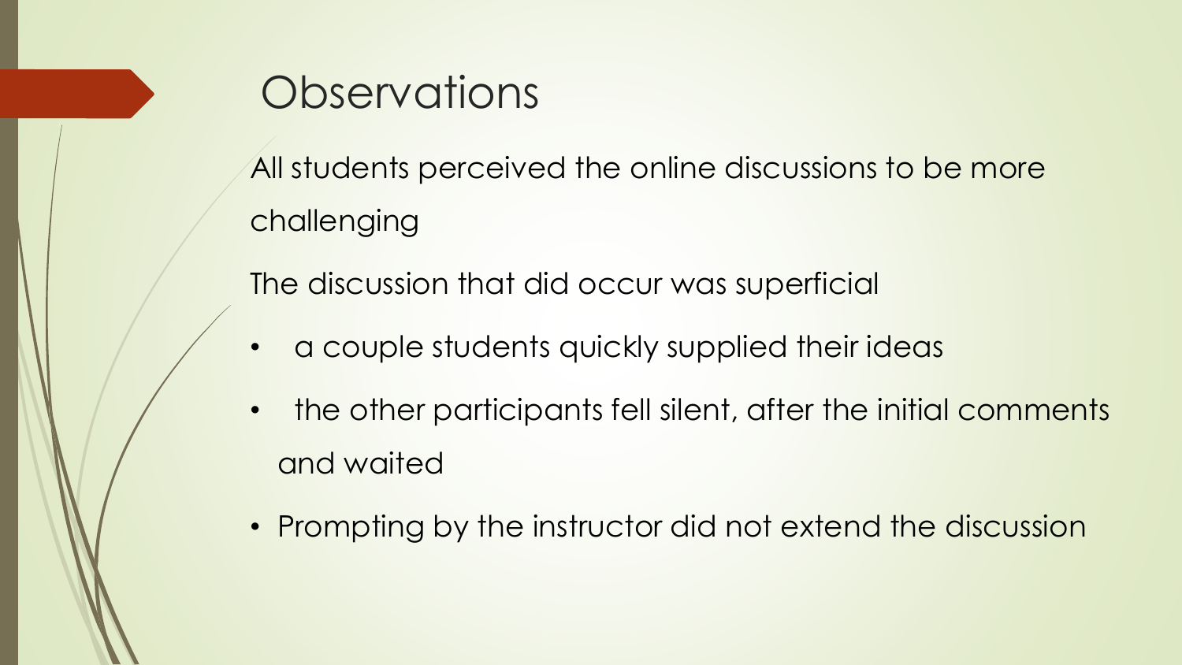# Observations

All students perceived the online discussions to be more challenging

The discussion that did occur was superficial

- a couple students quickly supplied their ideas
- the other participants fell silent, after the initial comments and waited
- Prompting by the instructor did not extend the discussion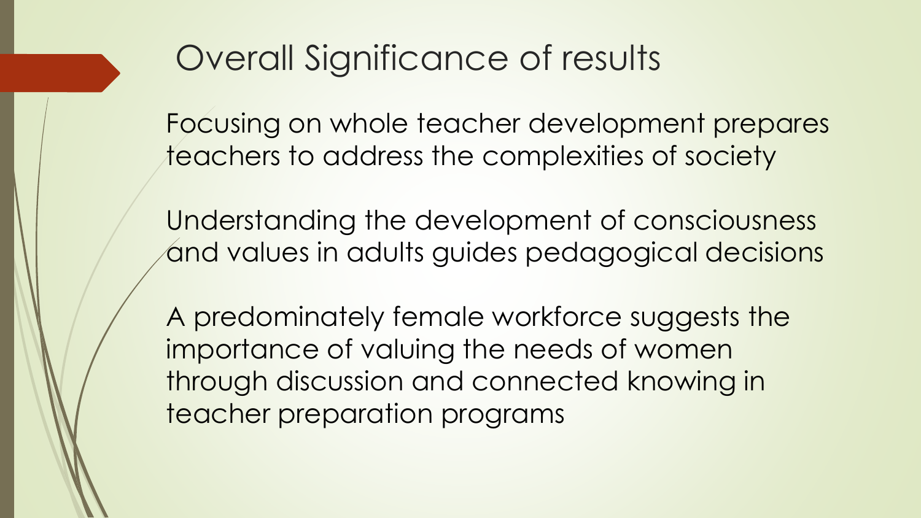# Overall Significance of results

Focusing on whole teacher development prepares teachers to address the complexities of society

Understanding the development of consciousness and values in adults guides pedagogical decisions

A predominately female workforce suggests the importance of valuing the needs of women through discussion and connected knowing in teacher preparation programs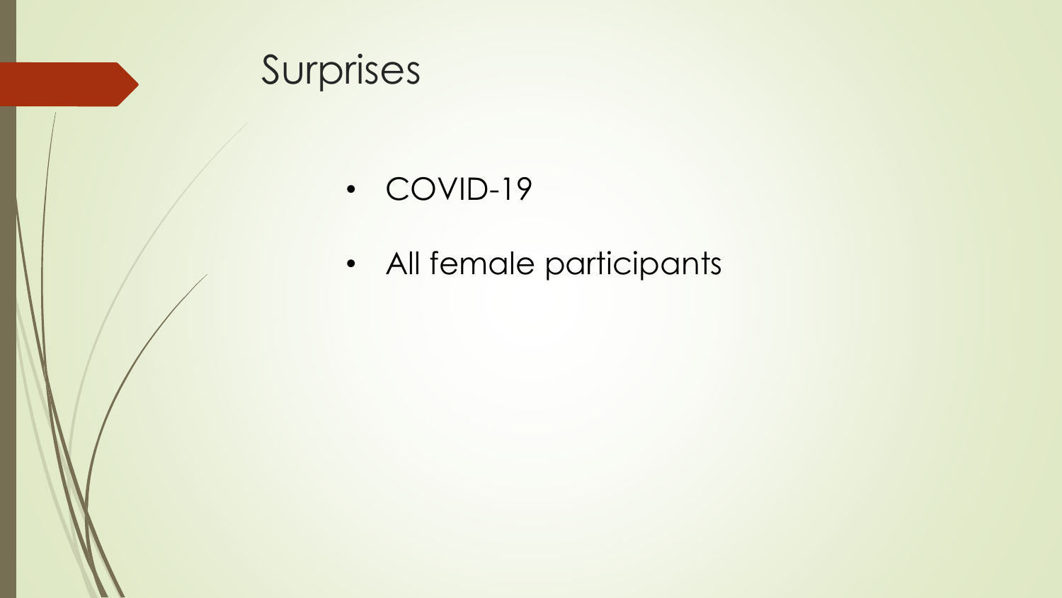# Surprises

- COVID-19
- All female participants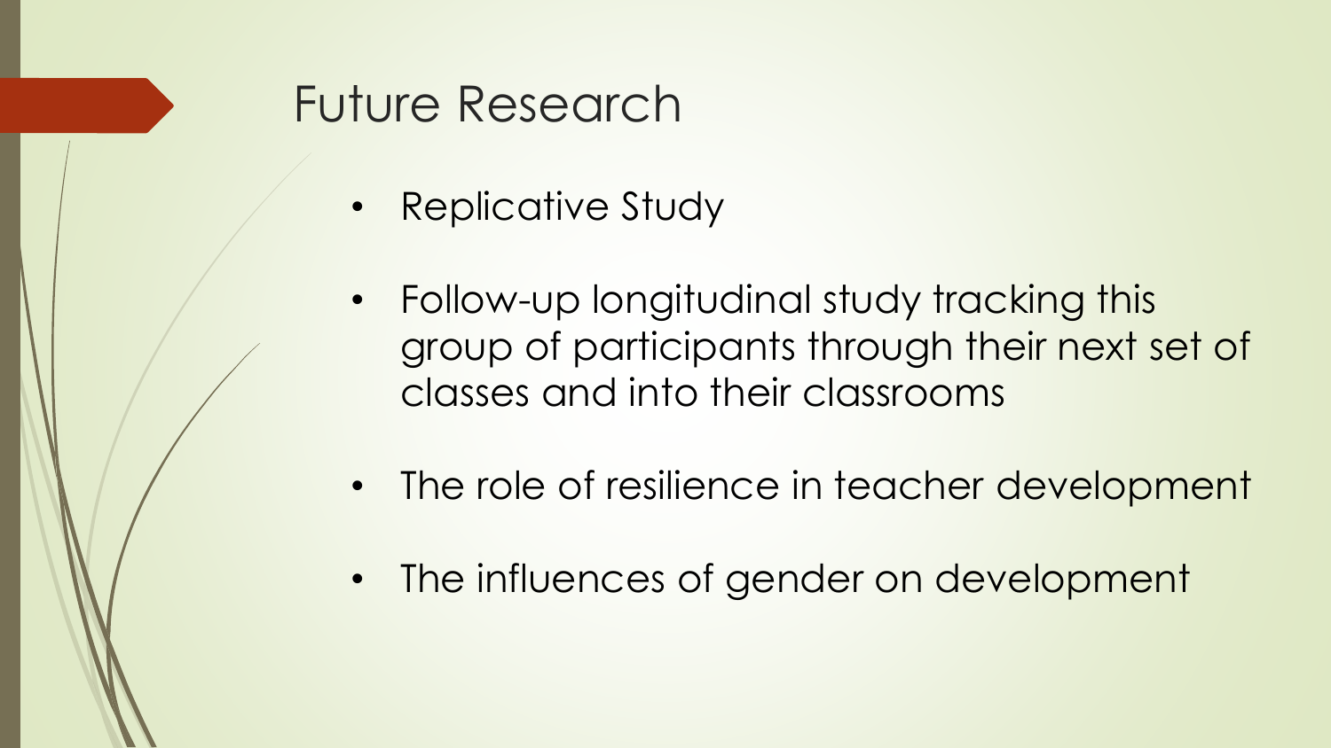# Future Research

- Replicative Study
- Follow-up longitudinal study tracking this group of participants through their next set of classes and into their classrooms
- The role of resilience in teacher development
- The influences of gender on development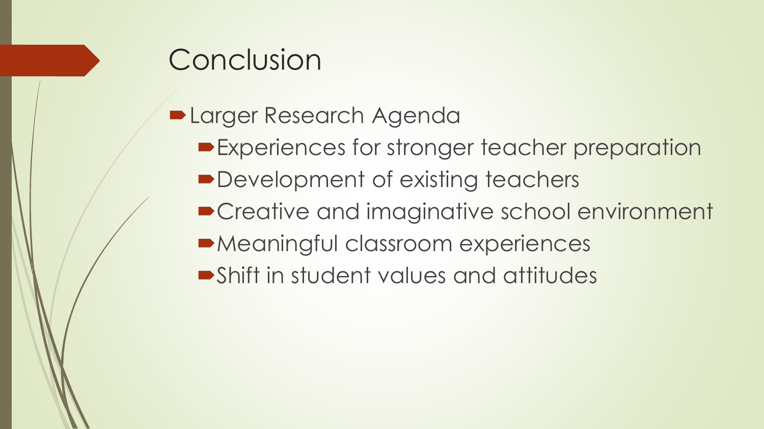# Conclusion

- Larger Research Agenda
  - Experiences for stronger teacher preparation
  - Development of existing teachers
  - Creative and imaginative school environment
  - Meaningful classroom experiences
  - Shift in student values and attitudes